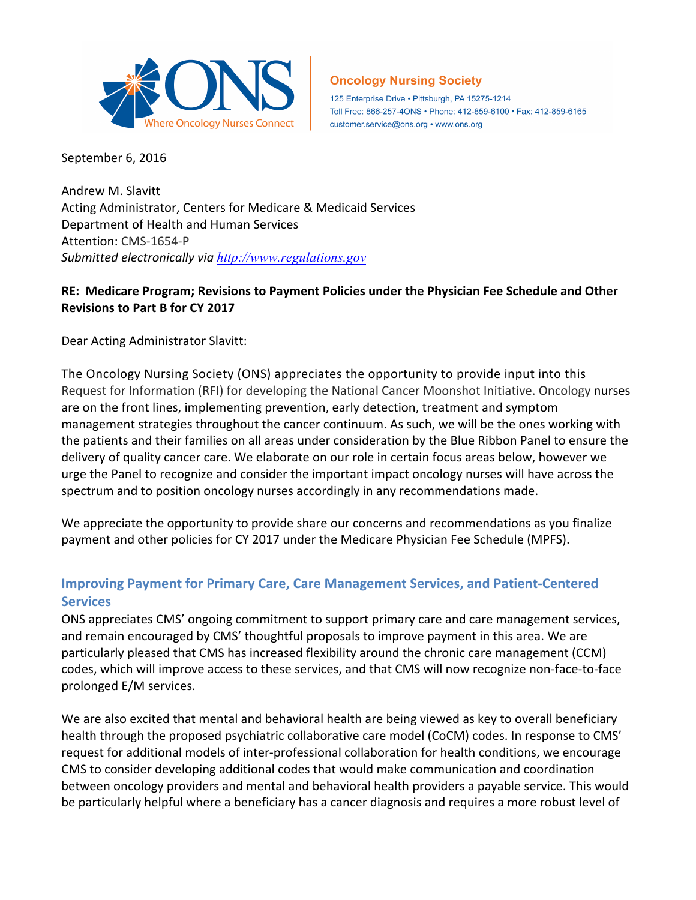**Oncology Nursing Society**

125 Enterprise Drive • Pittsburgh, PA 15275-1214
Toll Free: 866-257-4ONS • Phone: 412-859-6100 • Fax: 412-859-6165
customer.service@ons.org • www.ons.org

September 6, 2016

Andrew M. Slavitt
Acting Administrator, Centers for Medicare & Medicaid Services
Department of Health and Human Services
Attention: CMS-1654-P
*Submitted electronically via [http://www.regulations.gov](http://www.regulations.gov)*

**RE: Medicare Program; Revisions to Payment Policies under the Physician Fee Schedule and Other Revisions to Part B for CY 2017**

Dear Acting Administrator Slavitt:

The Oncology Nursing Society (ONS) appreciates the opportunity to provide input into this Request for Information (RFI) for developing the National Cancer Moonshot Initiative. Oncology nurses are on the front lines, implementing prevention, early detection, treatment and symptom management strategies throughout the cancer continuum. As such, we will be the ones working with the patients and their families on all areas under consideration by the Blue Ribbon Panel to ensure the delivery of quality cancer care. We elaborate on our role in certain focus areas below, however we urge the Panel to recognize and consider the important impact oncology nurses will have across the spectrum and to position oncology nurses accordingly in any recommendations made.

We appreciate the opportunity to provide share our concerns and recommendations as you finalize payment and other policies for CY 2017 under the Medicare Physician Fee Schedule (MPFS).

## Improving Payment for Primary Care, Care Management Services, and Patient-Centered Services

ONS appreciates CMS' ongoing commitment to support primary care and care management services, and remain encouraged by CMS' thoughtful proposals to improve payment in this area. We are particularly pleased that CMS has increased flexibility around the chronic care management (CCM) codes, which will improve access to these services, and that CMS will now recognize non-face-to-face prolonged E/M services.

We are also excited that mental and behavioral health are being viewed as key to overall beneficiary health through the proposed psychiatric collaborative care model (CoCM) codes. In response to CMS' request for additional models of inter-professional collaboration for health conditions, we encourage CMS to consider developing additional codes that would make communication and coordination between oncology providers and mental and behavioral health providers a payable service. This would be particularly helpful where a beneficiary has a cancer diagnosis and requires a more robust level of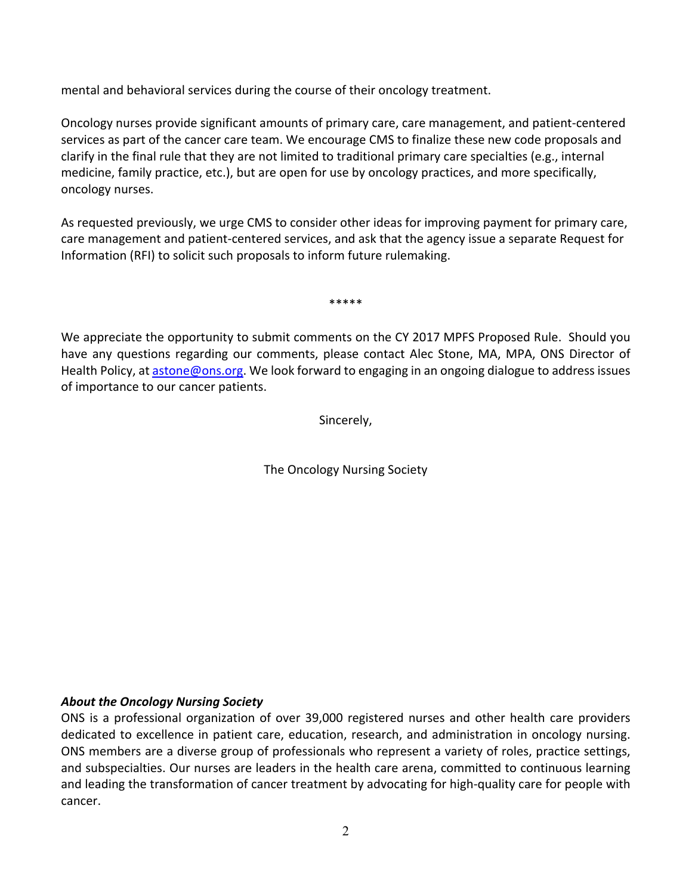mental and behavioral services during the course of their oncology treatment.

Oncology nurses provide significant amounts of primary care, care management, and patient-centered services as part of the cancer care team. We encourage CMS to finalize these new code proposals and clarify in the final rule that they are not limited to traditional primary care specialties (e.g., internal medicine, family practice, etc.), but are open for use by oncology practices, and more specifically, oncology nurses.

As requested previously, we urge CMS to consider other ideas for improving payment for primary care, care management and patient-centered services, and ask that the agency issue a separate Request for Information (RFI) to solicit such proposals to inform future rulemaking.

*****

We appreciate the opportunity to submit comments on the CY 2017 MPFS Proposed Rule. Should you have any questions regarding our comments, please contact Alec Stone, MA, MPA, ONS Director of Health Policy, at astone@ons.org. We look forward to engaging in an ongoing dialogue to address issues of importance to our cancer patients.

Sincerely,

The Oncology Nursing Society

***About the Oncology Nursing Society***

ONS is a professional organization of over 39,000 registered nurses and other health care providers dedicated to excellence in patient care, education, research, and administration in oncology nursing. ONS members are a diverse group of professionals who represent a variety of roles, practice settings, and subspecialties. Our nurses are leaders in the health care arena, committed to continuous learning and leading the transformation of cancer treatment by advocating for high-quality care for people with cancer.